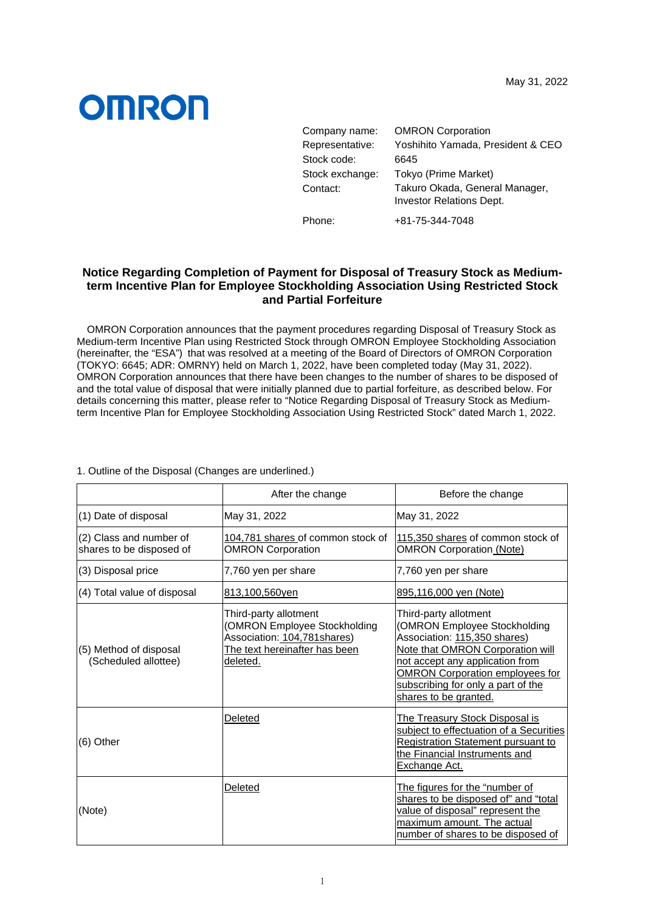May 31, 2022

OMRON

| | |
|---|---|
| Company name: | OMRON Corporation |
| Representative: | Yoshihito Yamada, President & CEO |
| Stock code: | 6645 |
| Stock exchange: | Tokyo (Prime Market) |
| Contact: | Takuro Okada, General Manager, Investor Relations Dept. |
| Phone: | +81-75-344-7048 |

## Notice Regarding Completion of Payment for Disposal of Treasury Stock as Medium-term Incentive Plan for Employee Stockholding Association Using Restricted Stock and Partial Forfeiture

OMRON Corporation announces that the payment procedures regarding Disposal of Treasury Stock as Medium-term Incentive Plan using Restricted Stock through OMRON Employee Stockholding Association (hereinafter, the "ESA") that was resolved at a meeting of the Board of Directors of OMRON Corporation (TOKYO: 6645; ADR: OMRNY) held on March 1, 2022, have been completed today (May 31, 2022). OMRON Corporation announces that there have been changes to the number of shares to be disposed of and the total value of disposal that were initially planned due to partial forfeiture, as described below. For details concerning this matter, please refer to "Notice Regarding Disposal of Treasury Stock as Medium-term Incentive Plan for Employee Stockholding Association Using Restricted Stock" dated March 1, 2022.

1. Outline of the Disposal (Changes are underlined.)

| | After the change | Before the change |
|---|---|---|
| (1) Date of disposal | May 31, 2022 | May 31, 2022 |
| (2) Class and number of shares to be disposed of | <u>104,781 shares</u> of common stock of OMRON Corporation | <u>115,350 shares</u> of common stock of OMRON Corporation <u>(Note)</u> |
| (3) Disposal price | 7,760 yen per share | 7,760 yen per share |
| (4) Total value of disposal | <u>813,100,560yen</u> | <u>895,116,000 yen (Note)</u> |
| (5) Method of disposal (Scheduled allottee) | Third-party allotment (OMRON Employee Stockholding Association: <u>104,781shares</u>) <u>The text hereinafter has been deleted.</u> | Third-party allotment (OMRON Employee Stockholding Association: <u>115,350 shares</u>) <u>Note that OMRON Corporation will not accept any application from OMRON Corporation employees for subscribing for only a part of the shares to be granted.</u> |
| (6) Other | <u>Deleted</u> | <u>The Treasury Stock Disposal is subject to effectuation of a Securities Registration Statement pursuant to the Financial Instruments and Exchange Act.</u> |
| (Note) | <u>Deleted</u> | <u>The figures for the "number of shares to be disposed of" and "total value of disposal" represent the maximum amount. The actual number of shares to be disposed of</u> |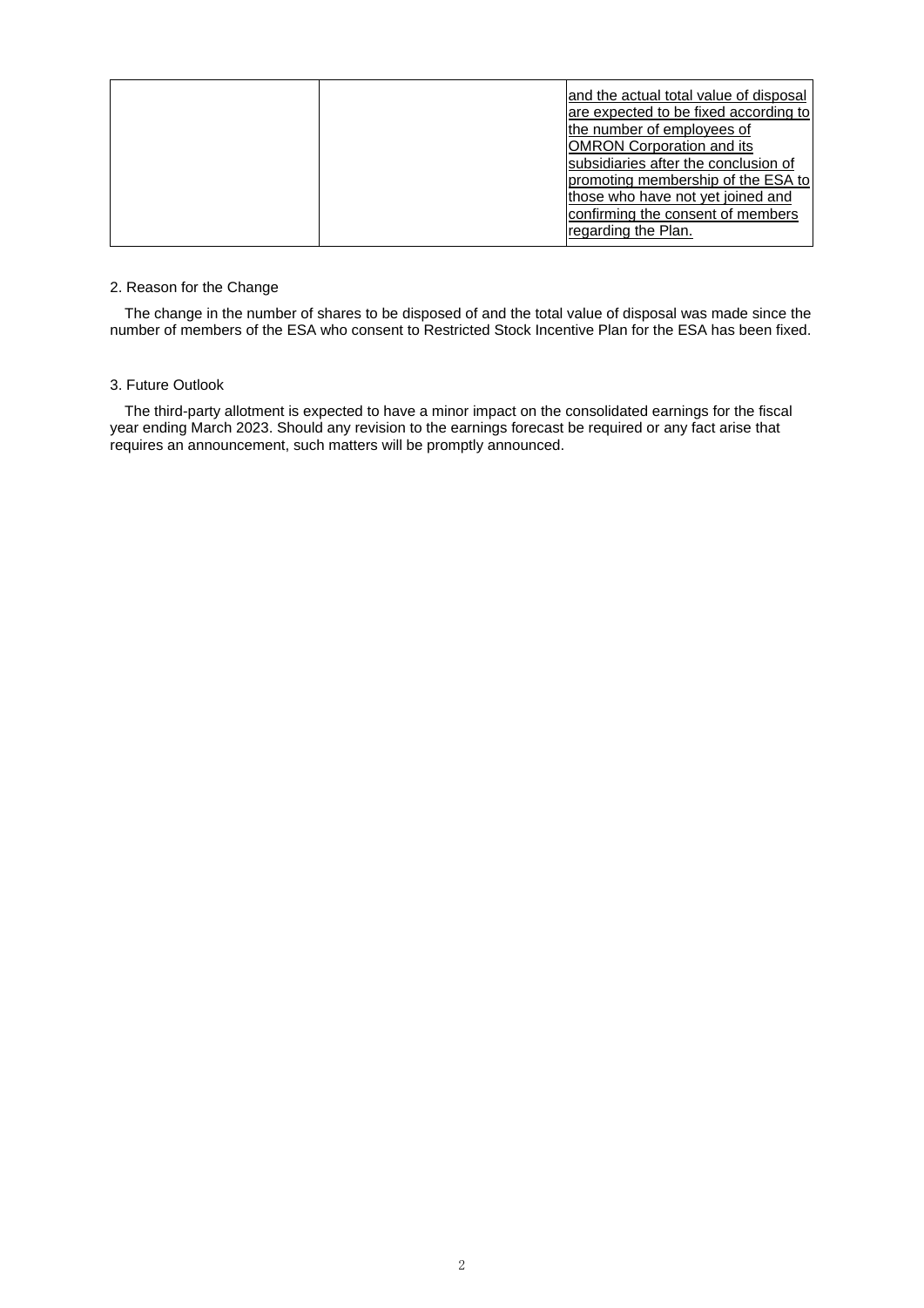| | | |
|---|---|---|
| | | and the actual total value of disposal are expected to be fixed according to the number of employees of OMRON Corporation and its subsidiaries after the conclusion of promoting membership of the ESA to those who have not yet joined and confirming the consent of members regarding the Plan. |

2. Reason for the Change

The change in the number of shares to be disposed of and the total value of disposal was made since the number of members of the ESA who consent to Restricted Stock Incentive Plan for the ESA has been fixed.

3. Future Outlook

The third-party allotment is expected to have a minor impact on the consolidated earnings for the fiscal year ending March 2023. Should any revision to the earnings forecast be required or any fact arise that requires an announcement, such matters will be promptly announced.